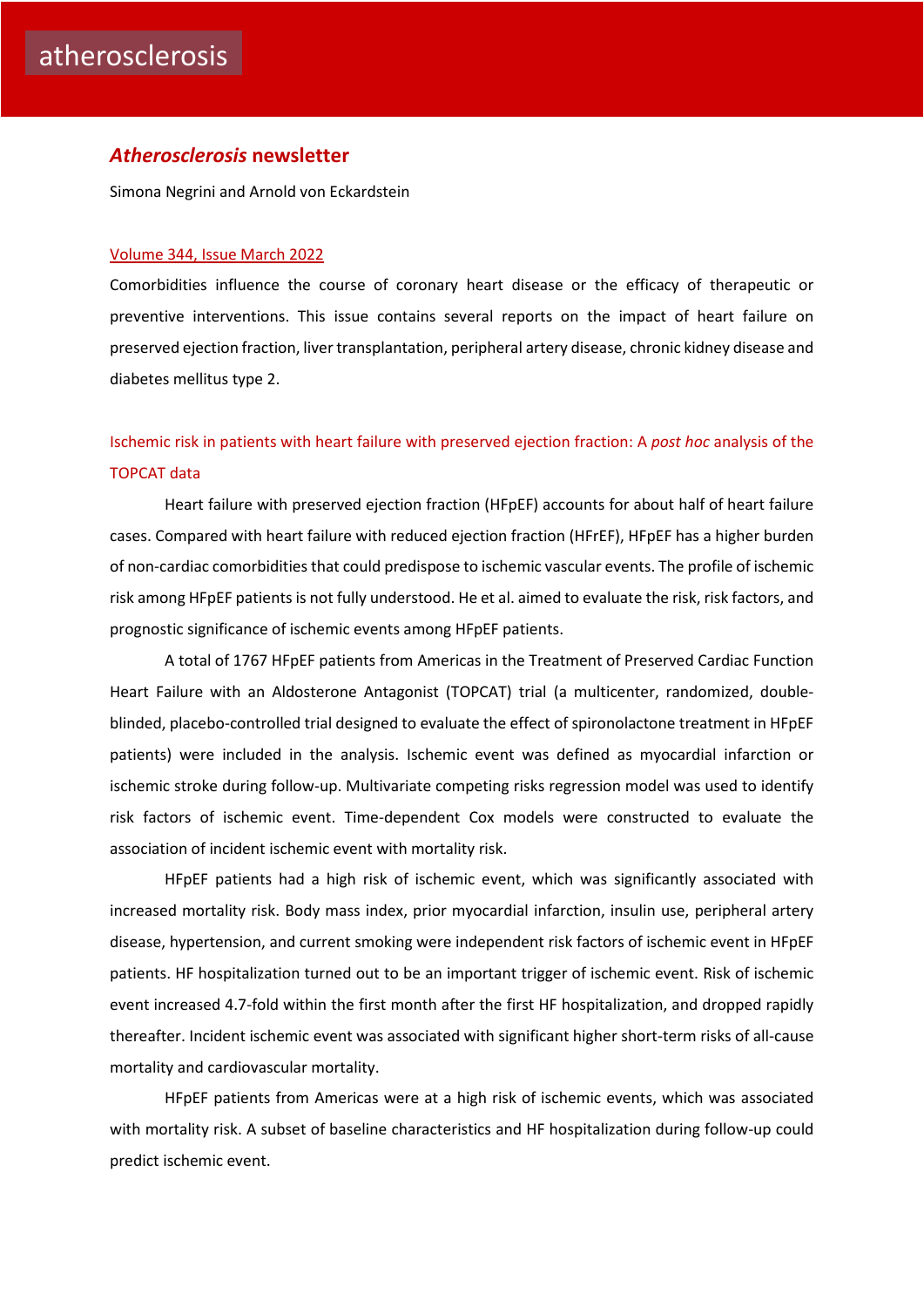# atherosclerosis

## *Atherosclerosis* newsletter

Simona Negrini and Arnold von Eckardstein

### Volume 344, Issue March 2022

Comorbidities influence the course of coronary heart disease or the efficacy of therapeutic or preventive interventions. This issue contains several reports on the impact of heart failure on preserved ejection fraction, liver transplantation, peripheral artery disease, chronic kidney disease and diabetes mellitus type 2.

### Ischemic risk in patients with heart failure with preserved ejection fraction: A *post hoc* analysis of the TOPCAT data

Heart failure with preserved ejection fraction (HFpEF) accounts for about half of heart failure cases. Compared with heart failure with reduced ejection fraction (HFrEF), HFpEF has a higher burden of non-cardiac comorbidities that could predispose to ischemic vascular events. The profile of ischemic risk among HFpEF patients is not fully understood. He et al. aimed to evaluate the risk, risk factors, and prognostic significance of ischemic events among HFpEF patients.

A total of 1767 HFpEF patients from Americas in the Treatment of Preserved Cardiac Function Heart Failure with an Aldosterone Antagonist (TOPCAT) trial (a multicenter, randomized, double-blinded, placebo-controlled trial designed to evaluate the effect of spironolactone treatment in HFpEF patients) were included in the analysis. Ischemic event was defined as myocardial infarction or ischemic stroke during follow-up. Multivariate competing risks regression model was used to identify risk factors of ischemic event. Time-dependent Cox models were constructed to evaluate the association of incident ischemic event with mortality risk.

HFpEF patients had a high risk of ischemic event, which was significantly associated with increased mortality risk. Body mass index, prior myocardial infarction, insulin use, peripheral artery disease, hypertension, and current smoking were independent risk factors of ischemic event in HFpEF patients. HF hospitalization turned out to be an important trigger of ischemic event. Risk of ischemic event increased 4.7-fold within the first month after the first HF hospitalization, and dropped rapidly thereafter. Incident ischemic event was associated with significant higher short-term risks of all-cause mortality and cardiovascular mortality.

HFpEF patients from Americas were at a high risk of ischemic events, which was associated with mortality risk. A subset of baseline characteristics and HF hospitalization during follow-up could predict ischemic event.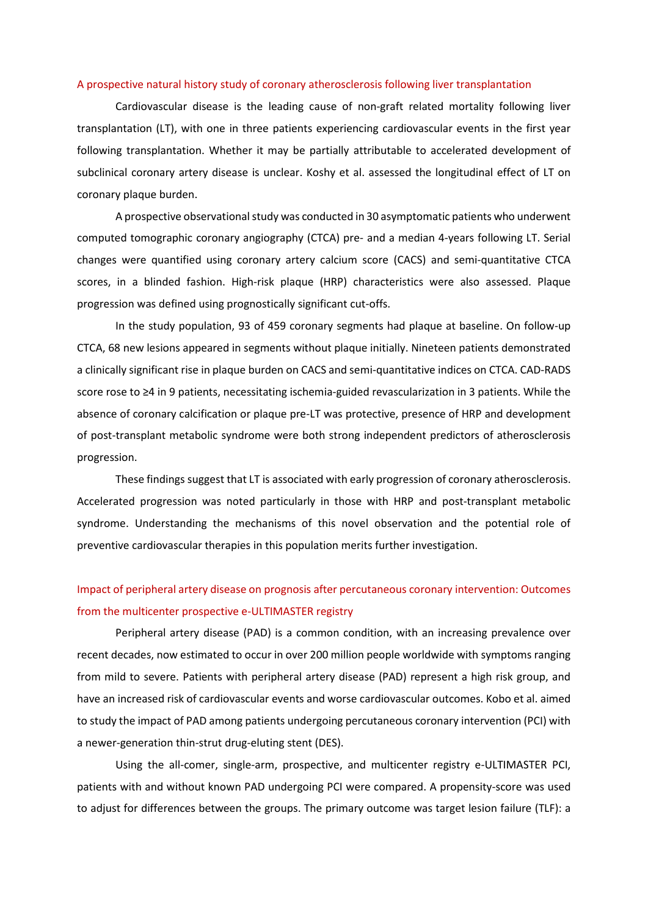## A prospective natural history study of coronary atherosclerosis following liver transplantation

Cardiovascular disease is the leading cause of non-graft related mortality following liver transplantation (LT), with one in three patients experiencing cardiovascular events in the first year following transplantation. Whether it may be partially attributable to accelerated development of subclinical coronary artery disease is unclear. Koshy et al. assessed the longitudinal effect of LT on coronary plaque burden.

A prospective observational study was conducted in 30 asymptomatic patients who underwent computed tomographic coronary angiography (CTCA) pre- and a median 4-years following LT. Serial changes were quantified using coronary artery calcium score (CACS) and semi-quantitative CTCA scores, in a blinded fashion. High-risk plaque (HRP) characteristics were also assessed. Plaque progression was defined using prognostically significant cut-offs.

In the study population, 93 of 459 coronary segments had plaque at baseline. On follow-up CTCA, 68 new lesions appeared in segments without plaque initially. Nineteen patients demonstrated a clinically significant rise in plaque burden on CACS and semi-quantitative indices on CTCA. CAD-RADS score rose to ≥4 in 9 patients, necessitating ischemia-guided revascularization in 3 patients. While the absence of coronary calcification or plaque pre-LT was protective, presence of HRP and development of post-transplant metabolic syndrome were both strong independent predictors of atherosclerosis progression.

These findings suggest that LT is associated with early progression of coronary atherosclerosis. Accelerated progression was noted particularly in those with HRP and post-transplant metabolic syndrome. Understanding the mechanisms of this novel observation and the potential role of preventive cardiovascular therapies in this population merits further investigation.

## Impact of peripheral artery disease on prognosis after percutaneous coronary intervention: Outcomes from the multicenter prospective e-ULTIMASTER registry

Peripheral artery disease (PAD) is a common condition, with an increasing prevalence over recent decades, now estimated to occur in over 200 million people worldwide with symptoms ranging from mild to severe. Patients with peripheral artery disease (PAD) represent a high risk group, and have an increased risk of cardiovascular events and worse cardiovascular outcomes. Kobo et al. aimed to study the impact of PAD among patients undergoing percutaneous coronary intervention (PCI) with a newer-generation thin-strut drug-eluting stent (DES).

Using the all-comer, single-arm, prospective, and multicenter registry e-ULTIMASTER PCI, patients with and without known PAD undergoing PCI were compared. A propensity-score was used to adjust for differences between the groups. The primary outcome was target lesion failure (TLF): a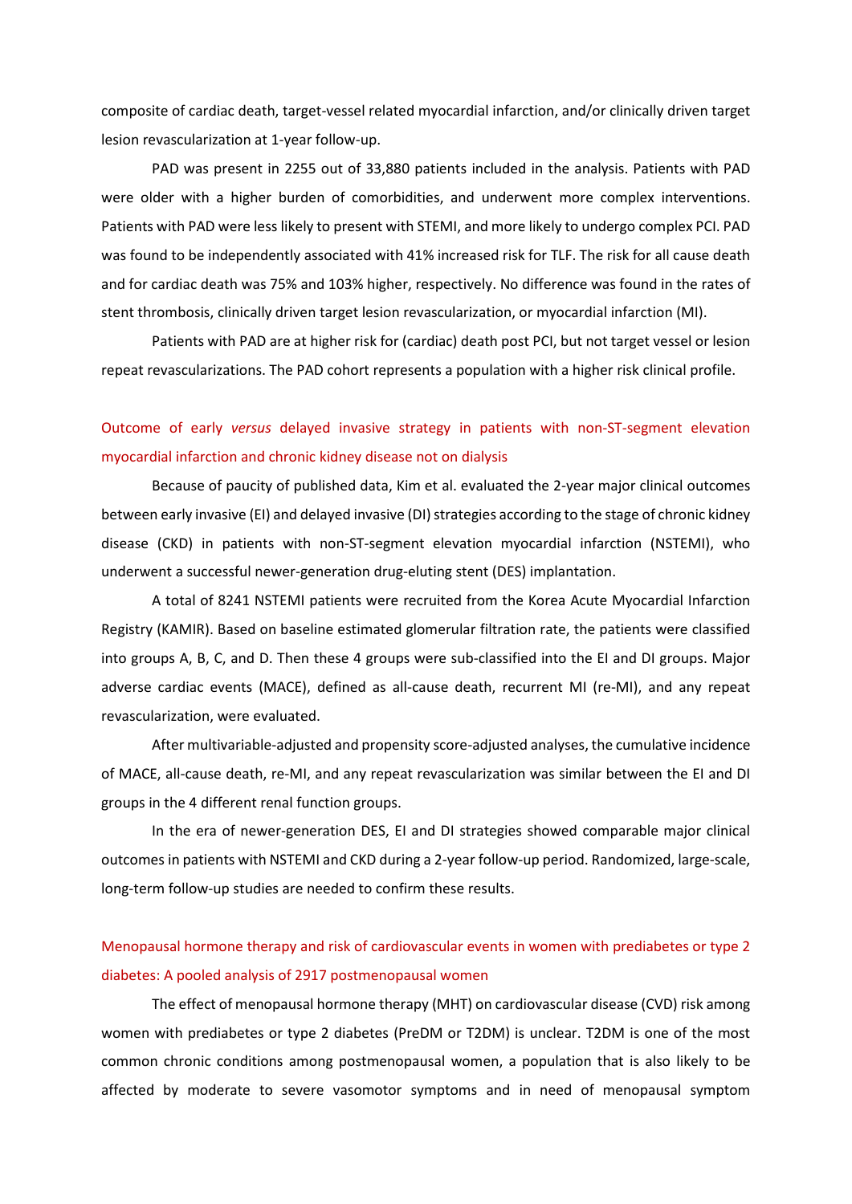composite of cardiac death, target-vessel related myocardial infarction, and/or clinically driven target lesion revascularization at 1-year follow-up.

PAD was present in 2255 out of 33,880 patients included in the analysis. Patients with PAD were older with a higher burden of comorbidities, and underwent more complex interventions. Patients with PAD were less likely to present with STEMI, and more likely to undergo complex PCI. PAD was found to be independently associated with 41% increased risk for TLF. The risk for all cause death and for cardiac death was 75% and 103% higher, respectively. No difference was found in the rates of stent thrombosis, clinically driven target lesion revascularization, or myocardial infarction (MI).

Patients with PAD are at higher risk for (cardiac) death post PCI, but not target vessel or lesion repeat revascularizations. The PAD cohort represents a population with a higher risk clinical profile.

## Outcome of early *versus* delayed invasive strategy in patients with non-ST-segment elevation myocardial infarction and chronic kidney disease not on dialysis

Because of paucity of published data, Kim et al. evaluated the 2-year major clinical outcomes between early invasive (EI) and delayed invasive (DI) strategies according to the stage of chronic kidney disease (CKD) in patients with non-ST-segment elevation myocardial infarction (NSTEMI), who underwent a successful newer-generation drug-eluting stent (DES) implantation.

A total of 8241 NSTEMI patients were recruited from the Korea Acute Myocardial Infarction Registry (KAMIR). Based on baseline estimated glomerular filtration rate, the patients were classified into groups A, B, C, and D. Then these 4 groups were sub-classified into the EI and DI groups. Major adverse cardiac events (MACE), defined as all-cause death, recurrent MI (re-MI), and any repeat revascularization, were evaluated.

After multivariable-adjusted and propensity score-adjusted analyses, the cumulative incidence of MACE, all-cause death, re-MI, and any repeat revascularization was similar between the EI and DI groups in the 4 different renal function groups.

In the era of newer-generation DES, EI and DI strategies showed comparable major clinical outcomes in patients with NSTEMI and CKD during a 2-year follow-up period. Randomized, large-scale, long-term follow-up studies are needed to confirm these results.

## Menopausal hormone therapy and risk of cardiovascular events in women with prediabetes or type 2 diabetes: A pooled analysis of 2917 postmenopausal women

The effect of menopausal hormone therapy (MHT) on cardiovascular disease (CVD) risk among women with prediabetes or type 2 diabetes (PreDM or T2DM) is unclear. T2DM is one of the most common chronic conditions among postmenopausal women, a population that is also likely to be affected by moderate to severe vasomotor symptoms and in need of menopausal symptom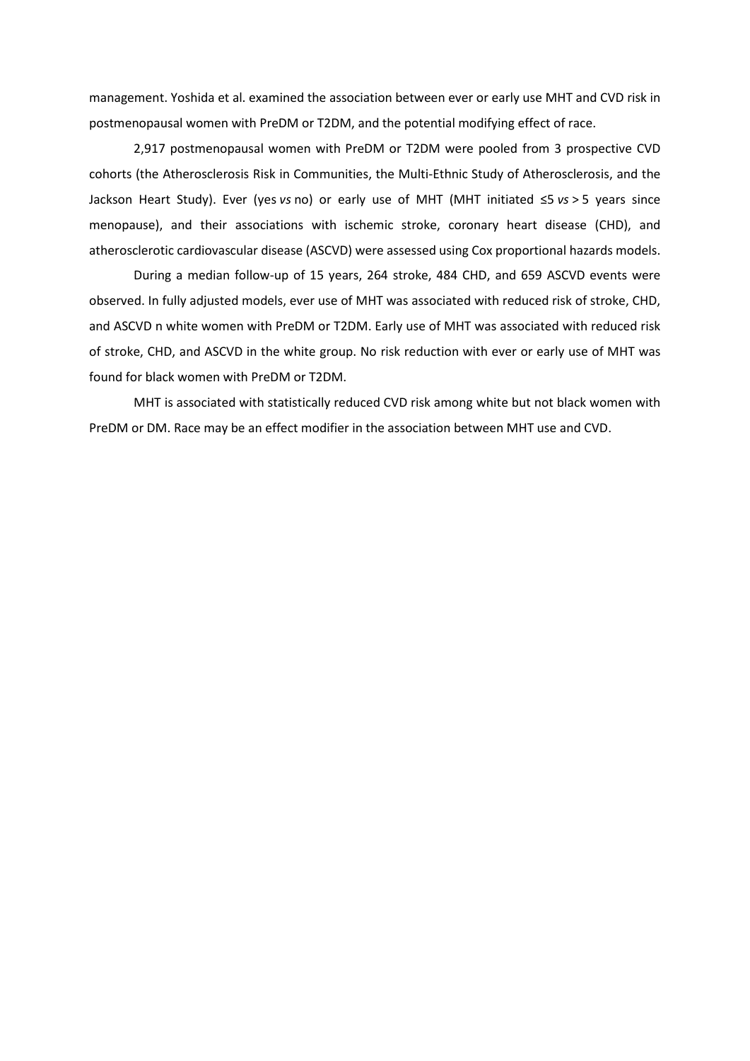management. Yoshida et al. examined the association between ever or early use MHT and CVD risk in postmenopausal women with PreDM or T2DM, and the potential modifying effect of race.

2,917 postmenopausal women with PreDM or T2DM were pooled from 3 prospective CVD cohorts (the Atherosclerosis Risk in Communities, the Multi-Ethnic Study of Atherosclerosis, and the Jackson Heart Study). Ever (yes *vs* no) or early use of MHT (MHT initiated ≤5 *vs* > 5 years since menopause), and their associations with ischemic stroke, coronary heart disease (CHD), and atherosclerotic cardiovascular disease (ASCVD) were assessed using Cox proportional hazards models.

During a median follow-up of 15 years, 264 stroke, 484 CHD, and 659 ASCVD events were observed. In fully adjusted models, ever use of MHT was associated with reduced risk of stroke, CHD, and ASCVD n white women with PreDM or T2DM. Early use of MHT was associated with reduced risk of stroke, CHD, and ASCVD in the white group. No risk reduction with ever or early use of MHT was found for black women with PreDM or T2DM.

MHT is associated with statistically reduced CVD risk among white but not black women with PreDM or DM. Race may be an effect modifier in the association between MHT use and CVD.